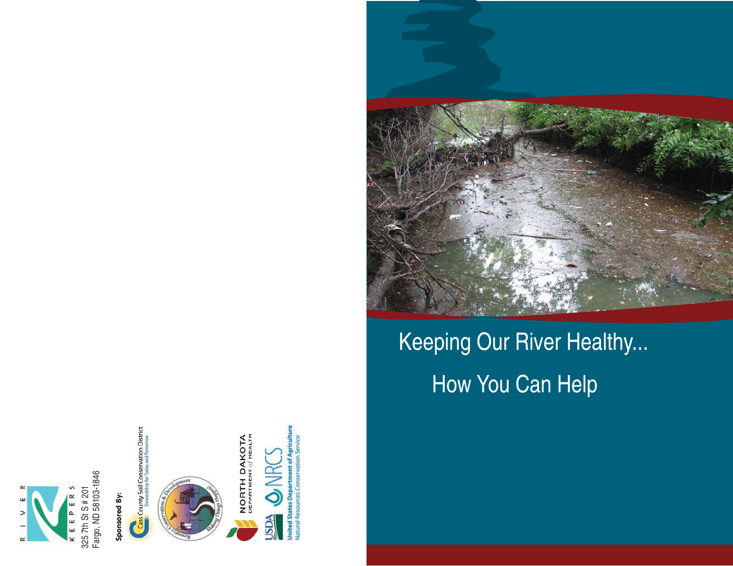RIVER KEEPERS

325 7th St S # 201
Fargo, ND 58103-1846

**Sponsored By:**

Cass County Soil Conservation District
Stewardship for Today and Tomorrow

Resource Conservation & Development — Making Things Happen!

NORTH DAKOTA DEPARTMENT *of* HEALTH

USDA NRCS
United States Department of Agriculture
Natural Resources Conservation Service

# Keeping Our River Healthy...

## How You Can Help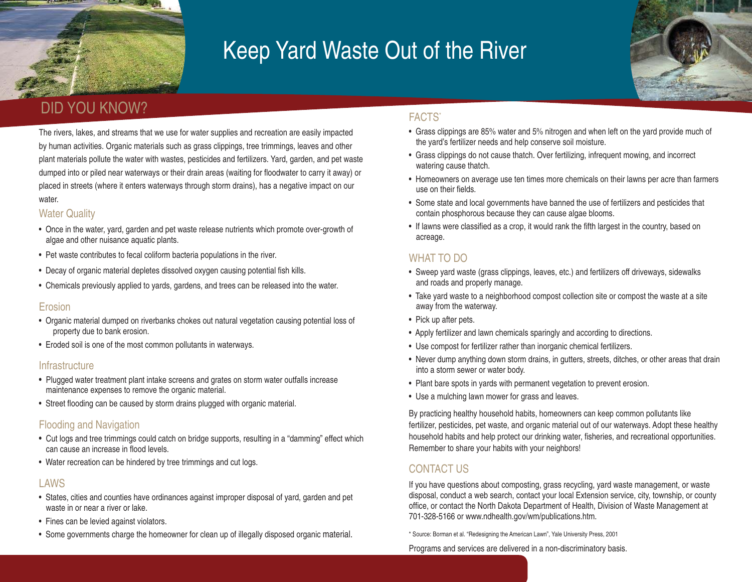# Keep Yard Waste Out of the River

## DID YOU KNOW?

The rivers, lakes, and streams that we use for water supplies and recreation are easily impacted by human activities. Organic materials such as grass clippings, tree trimmings, leaves and other plant materials pollute the water with wastes, pesticides and fertilizers. Yard, garden, and pet waste dumped into or piled near waterways or their drain areas (waiting for floodwater to carry it away) or placed in streets (where it enters waterways through storm drains), has a negative impact on our water.

### Water Quality

- Once in the water, yard, garden and pet waste release nutrients which promote over-growth of algae and other nuisance aquatic plants.
- Pet waste contributes to fecal coliform bacteria populations in the river.
- Decay of organic material depletes dissolved oxygen causing potential fish kills.
- Chemicals previously applied to yards, gardens, and trees can be released into the water.

### Erosion

- Organic material dumped on riverbanks chokes out natural vegetation causing potential loss of property due to bank erosion.
- Eroded soil is one of the most common pollutants in waterways.

### Infrastructure

- Plugged water treatment plant intake screens and grates on storm water outfalls increase maintenance expenses to remove the organic material.
- Street flooding can be caused by storm drains plugged with organic material.

### Flooding and Navigation

- Cut logs and tree trimmings could catch on bridge supports, resulting in a "damming" effect which can cause an increase in flood levels.
- Water recreation can be hindered by tree trimmings and cut logs.

### LAWS

- States, cities and counties have ordinances against improper disposal of yard, garden and pet waste in or near a river or lake.
- Fines can be levied against violators.
- Some governments charge the homeowner for clean up of illegally disposed organic material.

## FACTS*

- Grass clippings are 85% water and 5% nitrogen and when left on the yard provide much of the yard's fertilizer needs and help conserve soil moisture.
- Grass clippings do not cause thatch. Over fertilizing, infrequent mowing, and incorrect watering cause thatch.
- Homeowners on average use ten times more chemicals on their lawns per acre than farmers use on their fields.
- Some state and local governments have banned the use of fertilizers and pesticides that contain phosphorous because they can cause algae blooms.
- If lawns were classified as a crop, it would rank the fifth largest in the country, based on acreage.

## WHAT TO DO

- Sweep yard waste (grass clippings, leaves, etc.) and fertilizers off driveways, sidewalks and roads and properly manage.
- Take yard waste to a neighborhood compost collection site or compost the waste at a site away from the waterway.
- Pick up after pets.
- Apply fertilizer and lawn chemicals sparingly and according to directions.
- Use compost for fertilizer rather than inorganic chemical fertilizers.
- Never dump anything down storm drains, in gutters, streets, ditches, or other areas that drain into a storm sewer or water body.
- Plant bare spots in yards with permanent vegetation to prevent erosion.
- Use a mulching lawn mower for grass and leaves.

By practicing healthy household habits, homeowners can keep common pollutants like fertilizer, pesticides, pet waste, and organic material out of our waterways. Adopt these healthy household habits and help protect our drinking water, fisheries, and recreational opportunities. Remember to share your habits with your neighbors!

## CONTACT US

If you have questions about composting, grass recycling, yard waste management, or waste disposal, conduct a web search, contact your local Extension service, city, township, or county office, or contact the North Dakota Department of Health, Division of Waste Management at 701-328-5166 or www.ndhealth.gov/wm/publications.htm.

* Source: Borman et al. "Redesigning the American Lawn", Yale University Press, 2001

Programs and services are delivered in a non-discriminatory basis.